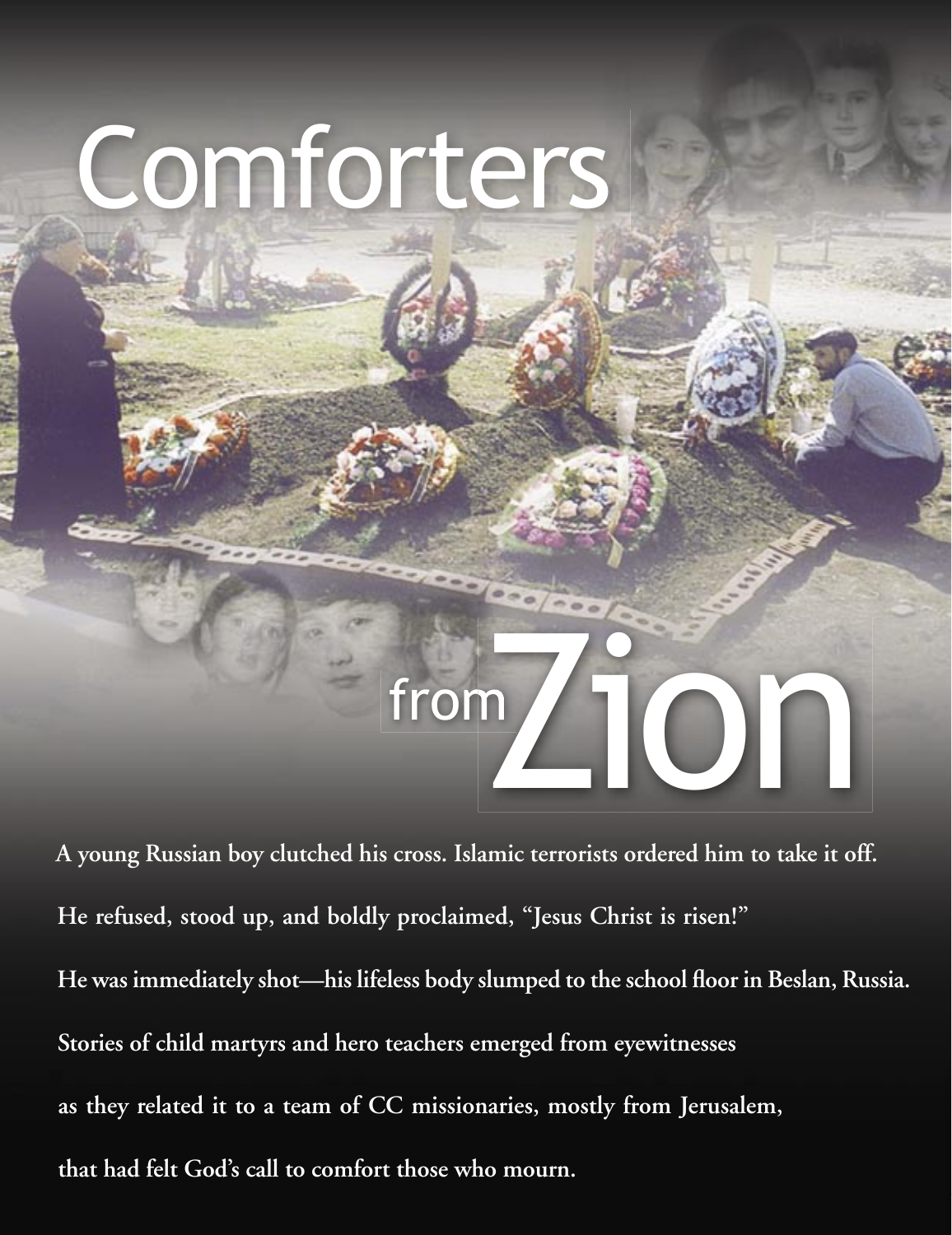# Comforters from Zion

**A young Russian boy clutched his cross. Islamic terrorists ordered him to take it off. He refused, stood up, and boldly proclaimed, "Jesus Christ is risen!" He was immediately shot—his lifeless body slumped to the school floor in Beslan, Russia. Stories of child martyrs and hero teachers emerged from eyewitnesses as they related it to a team of CC missionaries, mostly from Jerusalem, that had felt God's call to comfort those who mourn.**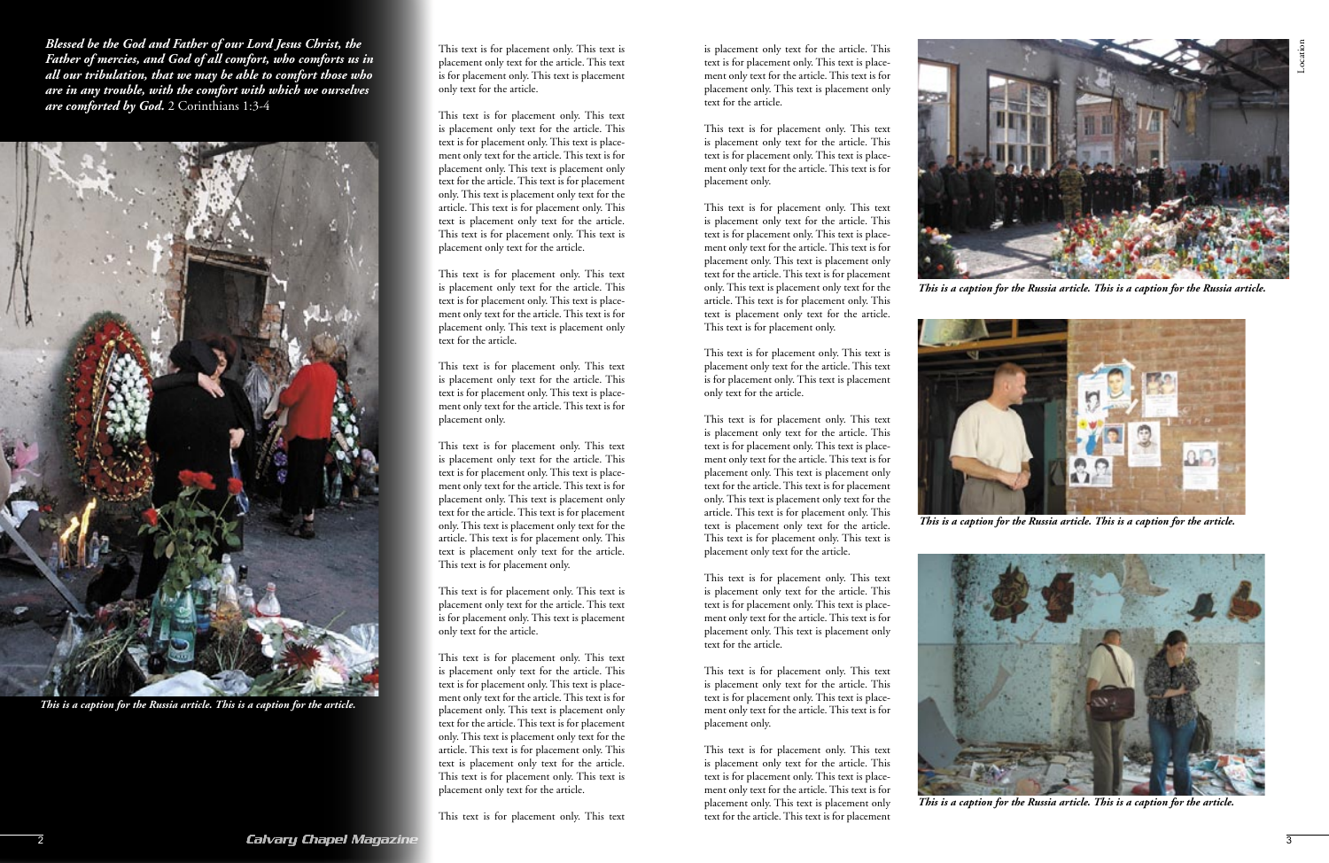***Blessed be the God and Father of our Lord Jesus Christ, the Father of mercies, and God of all comfort, who comforts us in all our tribulation, that we may be able to comfort those who are in any trouble, with the comfort with which we ourselves are comforted by God.*** 2 Corinthians 1:3-4

*This is a caption for the Russia article. This is a caption for the article.*

This text is for placement only. This text is placement only text for the article. This text is for placement only. This text is placement only text for the article.

This text is for placement only. This text is placement only text for the article. This text is for placement only. This text is placement only text for the article. This text is for placement only. This text is placement only text for the article. This text is for placement only. This text is placement only text for the article. This text is for placement only. This text is placement only text for the article. This text is for placement only. This text is placement only text for the article.

This text is for placement only. This text is placement only text for the article. This text is for placement only. This text is placement only text for the article. This text is for placement only. This text is placement only text for the article.

This text is for placement only. This text is placement only text for the article. This text is for placement only. This text is placement only text for the article. This text is for placement only.

This text is for placement only. This text is placement only text for the article. This text is for placement only. This text is placement only text for the article. This text is for placement only. This text is placement only text for the article. This text is for placement only. This text is placement only text for the article. This text is for placement only. This text is placement only text for the article. This text is for placement only.

This text is for placement only. This text is placement only text for the article. This text is for placement only. This text is placement only text for the article.

This text is for placement only. This text is placement only text for the article. This text is for placement only. This text is placement only text for the article. This text is for placement only. This text is placement only text for the article. This text is for placement only. This text is placement only text for the article. This text is for placement only. This text is placement only text for the article. This text is for placement only. This text is placement only text for the article.

This text is for placement only. This text is placement only text for the article. This text is for placement only. This text is placement only text for the article. This text is for placement only. This text is placement only text for the article.

This text is for placement only. This text is placement only text for the article. This text is for placement only. This text is placement only text for the article. This text is for placement only.

This text is for placement only. This text is placement only text for the article. This text is for placement only. This text is placement only text for the article. This text is for placement only. This text is placement only text for the article. This text is for placement only. This text is placement only text for the article. This text is for placement only. This text is placement only text for the article. This text is for placement only.

This text is for placement only. This text is placement only text for the article. This text is for placement only. This text is placement only text for the article.

This text is for placement only. This text is placement only text for the article. This text is for placement only. This text is placement only text for the article. This text is for placement only. This text is placement only text for the article. This text is for placement only. This text is placement only text for the article. This text is for placement only. This text is placement only text for the article. This text is for placement only. This text is placement only text for the article.

This text is for placement only. This text is placement only text for the article. This text is for placement only. This text is placement only text for the article. This text is for placement only. This text is placement only text for the article.

This text is for placement only. This text is placement only text for the article. This text is for placement only. This text is placement only text for the article. This text is for placement only.

This text is for placement only. This text is placement only text for the article. This text is for placement only. This text is placement only text for the article. This text is for placement only. This text is placement only text for the article. This text is for placement

*This is a caption for the Russia article. This is a caption for the Russia article.*

*This is a caption for the Russia article. This is a caption for the article.*

*This is a caption for the Russia article. This is a caption for the article.*

Location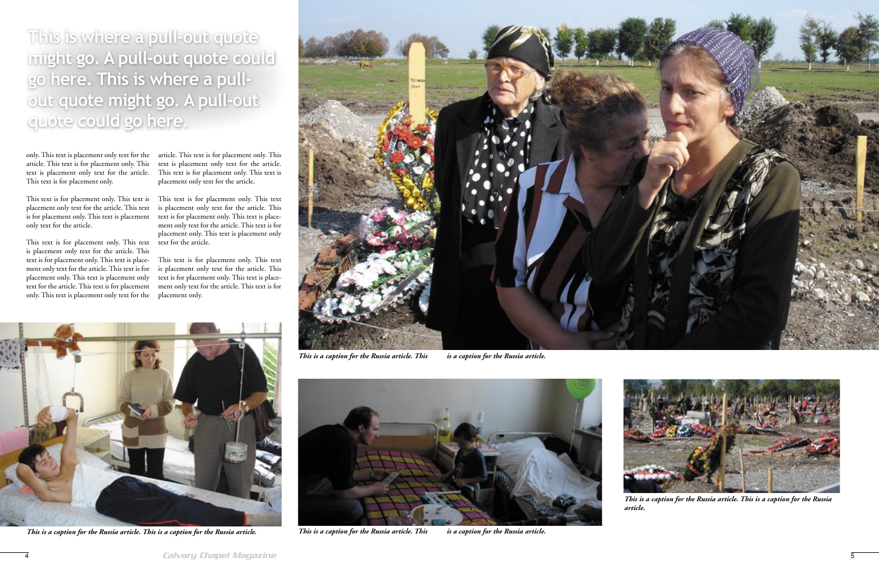This is where a pull-out quote might go. A pull-out quote could go here. This is where a pull-out quote might go. A pull-out quote could go here.

only. This text is placement only text for the article. This text is for placement only. This text is placement only text for the article. This text is for placement only.

This text is for placement only. This text is placement only text for the article. This text is for placement only. This text is placement only text for the article.

This text is for placement only. This text is placement only text for the article. This text is for placement only. This text is placement only text for the article. This text is for placement only. This text is placement only text for the article. This text is for placement only. This text is placement only text for the article. This text is for placement only. This text is placement only text for the article. This text is for placement only. This text is placement only text for the article.

This text is for placement only. This text is placement only text for the article. This text is for placement only. This text is placement only text for the article. This text is for placement only. This text is placement only text for the article.

This text is for placement only. This text is placement only text for the article. This text is for placement only. This text is placement only text for the article. This text is for placement only.

*This is a caption for the Russia article. This is a caption for the Russia article.*

*This is a caption for the Russia article. This is a caption for the Russia article.*

*This is a caption for the Russia article. This is a caption for the Russia article.*

*This is a caption for the Russia article. This is a caption for the Russia article.*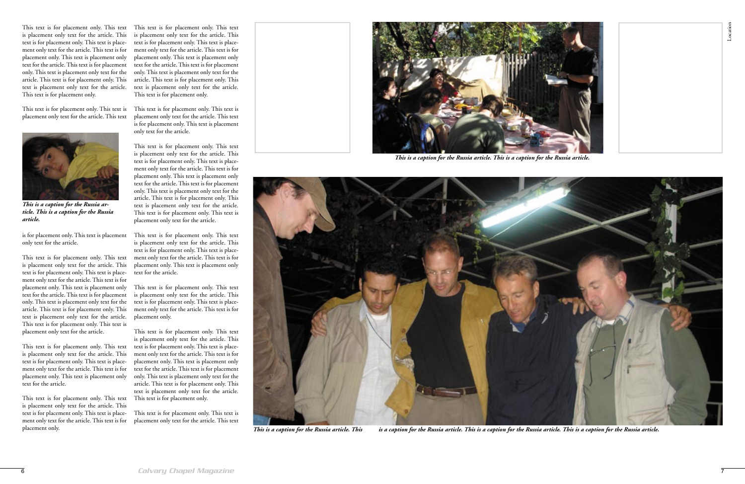This text is for placement only. This text is placement only text for the article. This text is for placement only. This text is placement only text for the article. This text is for placement only. This text is placement only text for the article. This text is for placement only. This text is placement only text for the article. This text is for placement only. This text is placement only text for the article. This text is for placement only.

This text is for placement only. This text is placement only text for the article. This text

*This is a caption for the Russia article. This is a caption for the Russia article.*

is for placement only. This text is placement only text for the article.

This text is for placement only. This text is placement only text for the article. This text is for placement only. This text is placement only text for the article. This text is for placement only. This text is placement only text for the article. This text is for placement only. This text is placement only text for the article. This text is for placement only. This text is placement only text for the article. This text is for placement only. This text is placement only text for the article.

This text is for placement only. This text is placement only text for the article. This text is for placement only. This text is placement only text for the article. This text is for placement only. This text is placement only text for the article.

This text is for placement only. This text is placement only text for the article. This text is for placement only. This text is placement only text for the article. This text is for placement only.

This text is for placement only. This text is placement only text for the article. This text is for placement only. This text is placement only text for the article. This text is for placement only. This text is placement only text for the article. This text is for placement only. This text is placement only text for the article. This text is for placement only. This text is placement only text for the article. This text is for placement only.

This text is for placement only. This text is placement only text for the article. This text is for placement only. This text is placement only text for the article.

This text is for placement only. This text is placement only text for the article. This text is for placement only. This text is placement only text for the article. This text is for placement only. This text is placement only text for the article. This text is for placement only. This text is placement only text for the article. This text is for placement only. This text is placement only text for the article.

This text is for placement only. This text is placement only text for the article. This text is for placement only. This text is placement only text for the article. This text is for placement only. This text is placement only text for the article.

This text is for placement only. This text is placement only text for the article. This text is for placement only. This text is placement only text for the article. This text is for placement only.

This text is for placement only. This text is placement only text for the article. This text is for placement only. This text is placement only text for the article. This text is for placement only. This text is placement only text for the article. This text is for placement only. This text is placement only text for the article. This text is for placement only. This text is placement only text for the article. This text is for placement only.

This text is for placement only. This text is placement only text for the article. This text

*This is a caption for the Russia article. This is a caption for the Russia article.*

*This is a caption for the Russia article. This is a caption for the Russia article. This is a caption for the Russia article. This is a caption for the Russia article.*